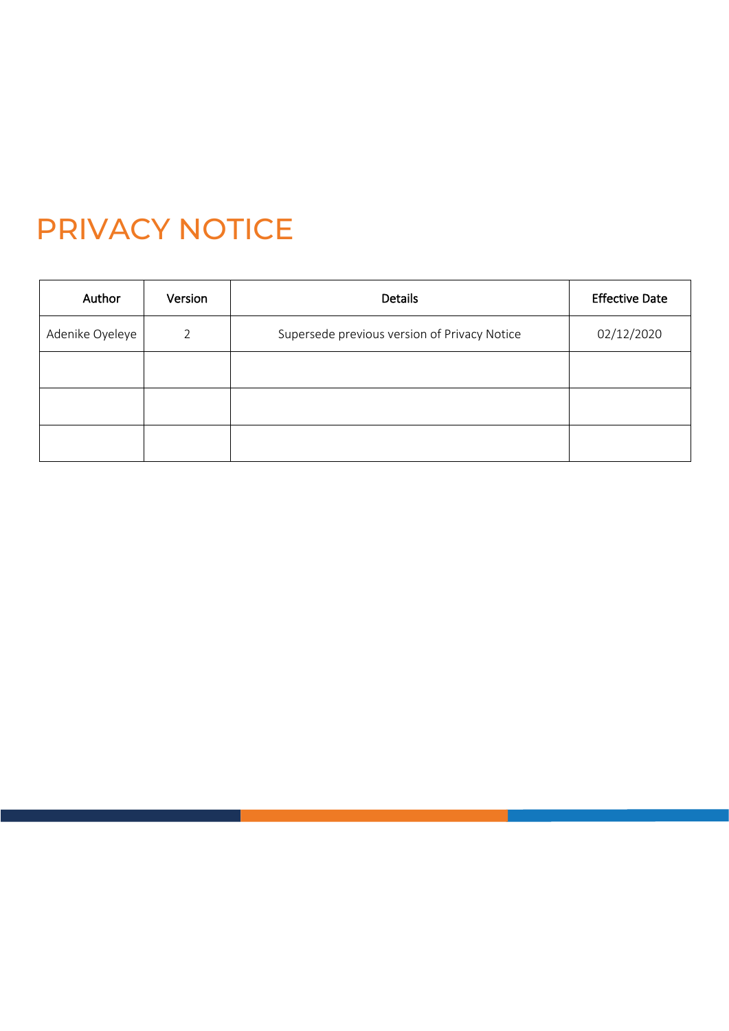# PRIVACY NOTICE

| Author | Version | Details | Effective Date |
|---|---|---|---|
| Adenike Oyeleye | 2 | Supersede previous version of Privacy Notice | 02/12/2020 |
| | | | |
| | | | |
| | | | |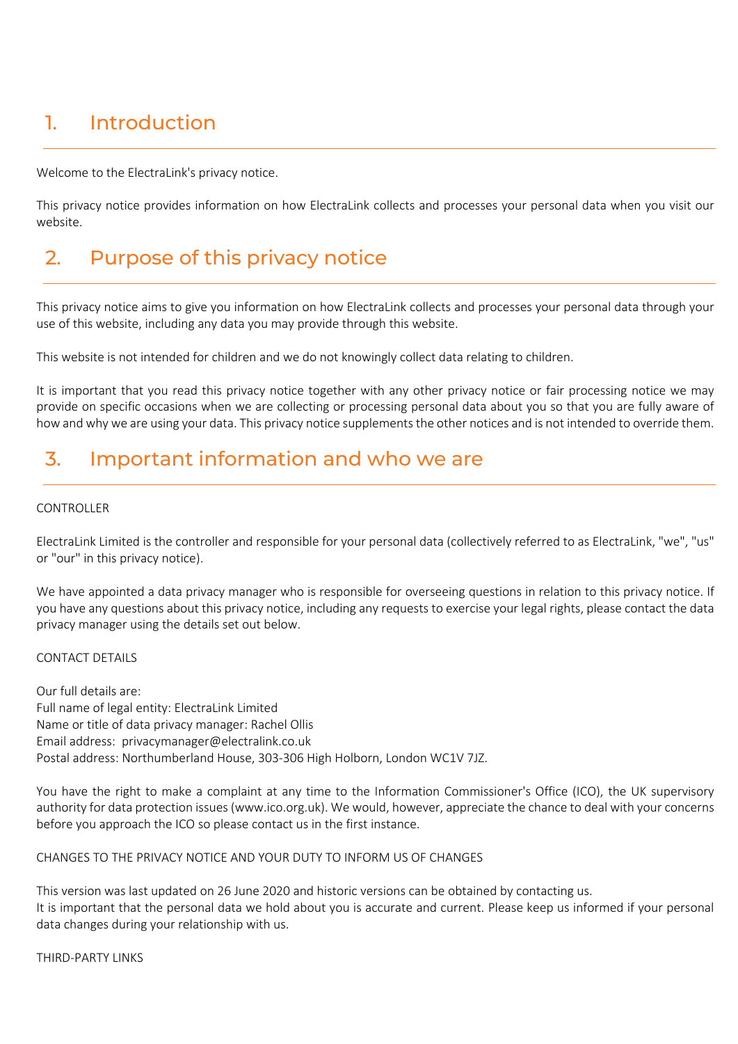## 1. Introduction

Welcome to the ElectraLink's privacy notice.

This privacy notice provides information on how ElectraLink collects and processes your personal data when you visit our website.

## 2. Purpose of this privacy notice

This privacy notice aims to give you information on how ElectraLink collects and processes your personal data through your use of this website, including any data you may provide through this website.

This website is not intended for children and we do not knowingly collect data relating to children.

It is important that you read this privacy notice together with any other privacy notice or fair processing notice we may provide on specific occasions when we are collecting or processing personal data about you so that you are fully aware of how and why we are using your data. This privacy notice supplements the other notices and is not intended to override them.

## 3. Important information and who we are

CONTROLLER

ElectraLink Limited is the controller and responsible for your personal data (collectively referred to as ElectraLink, "we", "us" or "our" in this privacy notice).

We have appointed a data privacy manager who is responsible for overseeing questions in relation to this privacy notice. If you have any questions about this privacy notice, including any requests to exercise your legal rights, please contact the data privacy manager using the details set out below.

CONTACT DETAILS

Our full details are:
Full name of legal entity: ElectraLink Limited
Name or title of data privacy manager: Rachel Ollis
Email address: privacymanager@electralink.co.uk
Postal address: Northumberland House, 303-306 High Holborn, London WC1V 7JZ.

You have the right to make a complaint at any time to the Information Commissioner's Office (ICO), the UK supervisory authority for data protection issues (www.ico.org.uk). We would, however, appreciate the chance to deal with your concerns before you approach the ICO so please contact us in the first instance.

CHANGES TO THE PRIVACY NOTICE AND YOUR DUTY TO INFORM US OF CHANGES

This version was last updated on 26 June 2020 and historic versions can be obtained by contacting us.
It is important that the personal data we hold about you is accurate and current. Please keep us informed if your personal data changes during your relationship with us.

THIRD-PARTY LINKS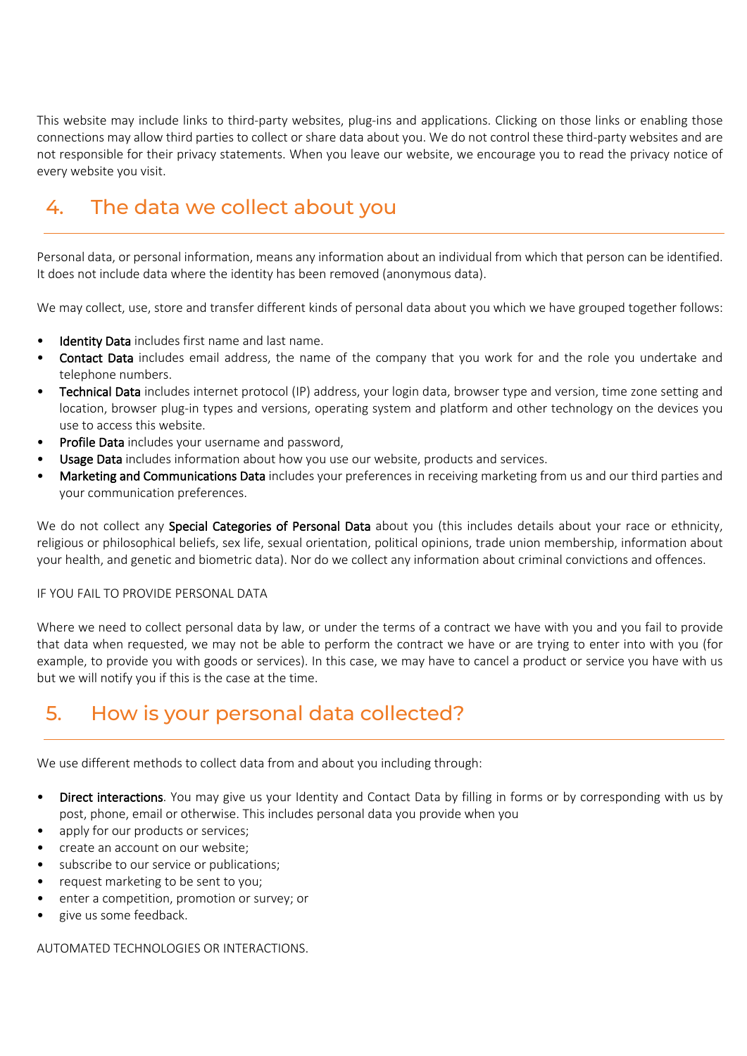This website may include links to third-party websites, plug-ins and applications. Clicking on those links or enabling those connections may allow third parties to collect or share data about you. We do not control these third-party websites and are not responsible for their privacy statements. When you leave our website, we encourage you to read the privacy notice of every website you visit.

## 4. The data we collect about you

Personal data, or personal information, means any information about an individual from which that person can be identified. It does not include data where the identity has been removed (anonymous data).

We may collect, use, store and transfer different kinds of personal data about you which we have grouped together follows:

- Identity Data includes first name and last name.
- Contact Data includes email address, the name of the company that you work for and the role you undertake and telephone numbers.
- Technical Data includes internet protocol (IP) address, your login data, browser type and version, time zone setting and location, browser plug-in types and versions, operating system and platform and other technology on the devices you use to access this website.
- Profile Data includes your username and password,
- Usage Data includes information about how you use our website, products and services.
- Marketing and Communications Data includes your preferences in receiving marketing from us and our third parties and your communication preferences.

We do not collect any Special Categories of Personal Data about you (this includes details about your race or ethnicity, religious or philosophical beliefs, sex life, sexual orientation, political opinions, trade union membership, information about your health, and genetic and biometric data). Nor do we collect any information about criminal convictions and offences.

IF YOU FAIL TO PROVIDE PERSONAL DATA

Where we need to collect personal data by law, or under the terms of a contract we have with you and you fail to provide that data when requested, we may not be able to perform the contract we have or are trying to enter into with you (for example, to provide you with goods or services). In this case, we may have to cancel a product or service you have with us but we will notify you if this is the case at the time.

## 5. How is your personal data collected?

We use different methods to collect data from and about you including through:

- Direct interactions. You may give us your Identity and Contact Data by filling in forms or by corresponding with us by post, phone, email or otherwise. This includes personal data you provide when you
- apply for our products or services;
- create an account on our website;
- subscribe to our service or publications;
- request marketing to be sent to you;
- enter a competition, promotion or survey; or
- give us some feedback.

AUTOMATED TECHNOLOGIES OR INTERACTIONS.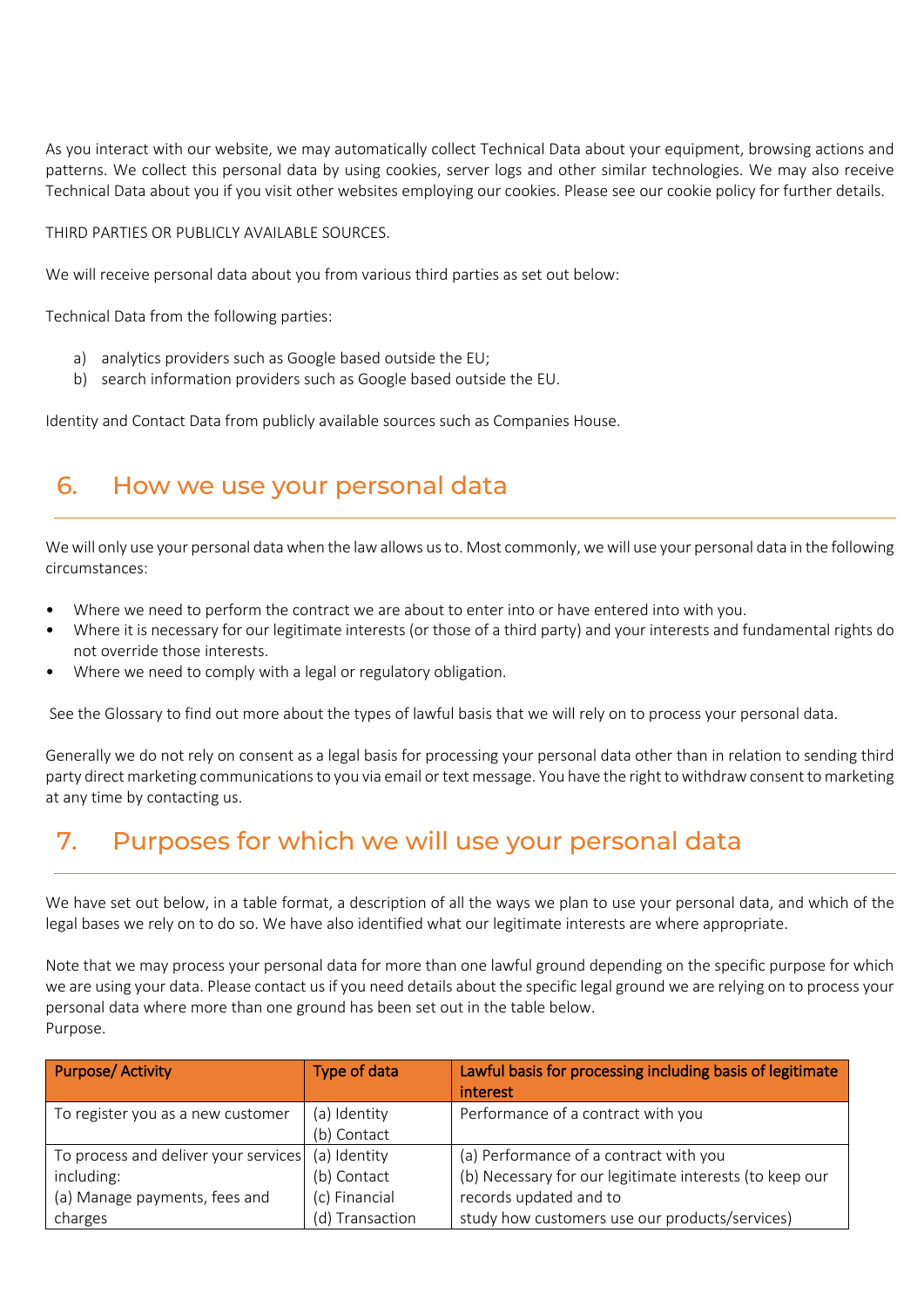As you interact with our website, we may automatically collect Technical Data about your equipment, browsing actions and patterns. We collect this personal data by using cookies, server logs and other similar technologies. We may also receive Technical Data about you if you visit other websites employing our cookies. Please see our cookie policy for further details.

THIRD PARTIES OR PUBLICLY AVAILABLE SOURCES.

We will receive personal data about you from various third parties as set out below:

Technical Data from the following parties:

a) analytics providers such as Google based outside the EU;
b) search information providers such as Google based outside the EU.

Identity and Contact Data from publicly available sources such as Companies House.

## 6. How we use your personal data

We will only use your personal data when the law allows us to. Most commonly, we will use your personal data in the following circumstances:

- Where we need to perform the contract we are about to enter into or have entered into with you.
- Where it is necessary for our legitimate interests (or those of a third party) and your interests and fundamental rights do not override those interests.
- Where we need to comply with a legal or regulatory obligation.

See the Glossary to find out more about the types of lawful basis that we will rely on to process your personal data.

Generally we do not rely on consent as a legal basis for processing your personal data other than in relation to sending third party direct marketing communications to you via email or text message. You have the right to withdraw consent to marketing at any time by contacting us.

## 7. Purposes for which we will use your personal data

We have set out below, in a table format, a description of all the ways we plan to use your personal data, and which of the legal bases we rely on to do so. We have also identified what our legitimate interests are where appropriate.

Note that we may process your personal data for more than one lawful ground depending on the specific purpose for which we are using your data. Please contact us if you need details about the specific legal ground we are relying on to process your personal data where more than one ground has been set out in the table below.
Purpose.

| Purpose/ Activity | Type of data | Lawful basis for processing including basis of legitimate interest |
|---|---|---|
| To register you as a new customer | (a) Identity<br>(b) Contact | Performance of a contract with you |
| To process and deliver your services including:<br>(a) Manage payments, fees and charges | (a) Identity<br>(b) Contact<br>(c) Financial<br>(d) Transaction | (a) Performance of a contract with you<br>(b) Necessary for our legitimate interests (to keep our records updated and to study how customers use our products/services) |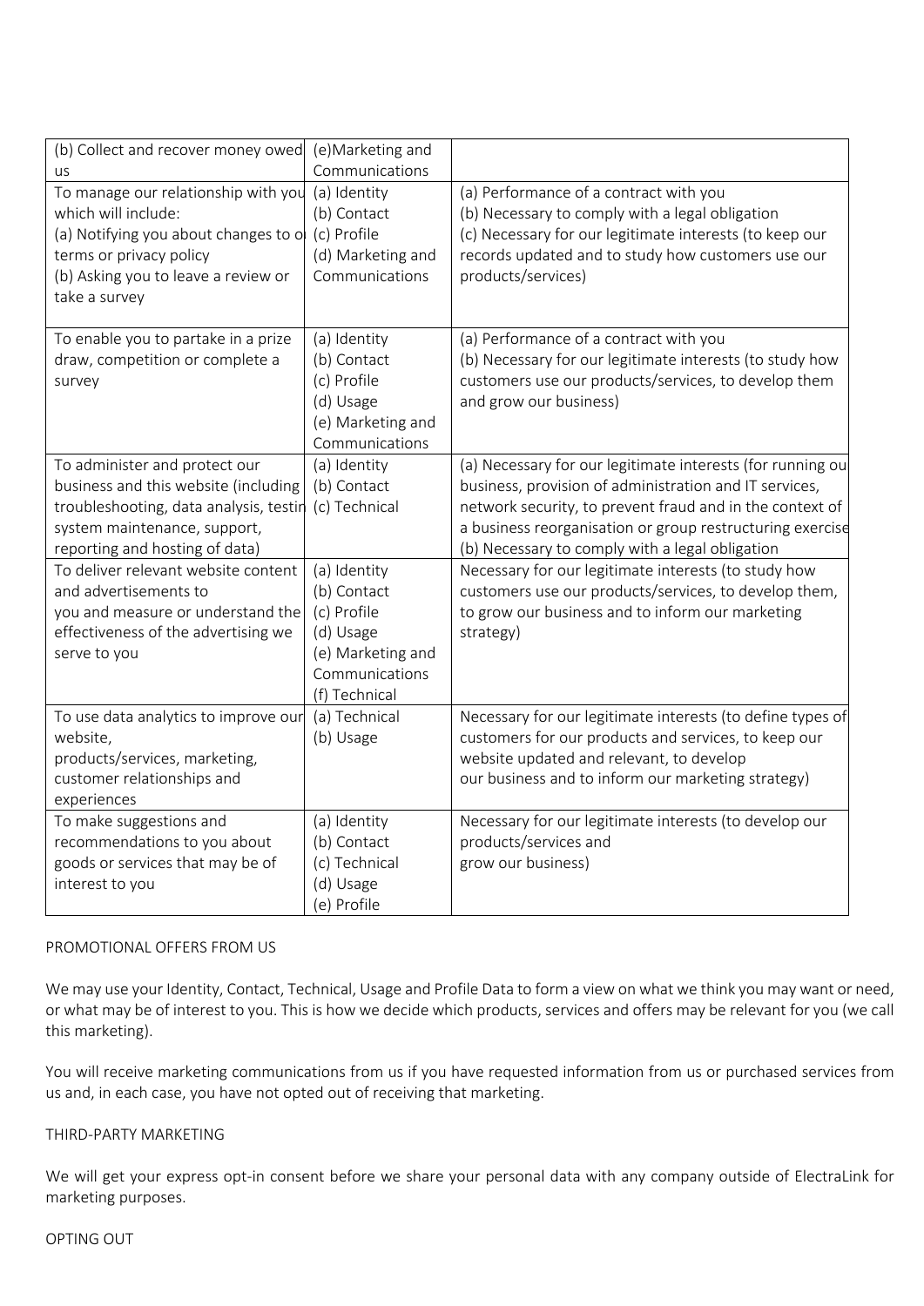| | | |
|---|---|---|
| (b) Collect and recover money owed us | (e)Marketing and Communications | |
| To manage our relationship with you which will include:<br>(a) Notifying you about changes to o terms or privacy policy<br>(b) Asking you to leave a review or take a survey | (a) Identity<br>(b) Contact<br>(c) Profile<br>(d) Marketing and Communications | (a) Performance of a contract with you<br>(b) Necessary to comply with a legal obligation<br>(c) Necessary for our legitimate interests (to keep our records updated and to study how customers use our products/services) |
| To enable you to partake in a prize draw, competition or complete a survey | (a) Identity<br>(b) Contact<br>(c) Profile<br>(d) Usage<br>(e) Marketing and Communications | (a) Performance of a contract with you<br>(b) Necessary for our legitimate interests (to study how customers use our products/services, to develop them and grow our business) |
| To administer and protect our business and this website (including troubleshooting, data analysis, testin system maintenance, support, reporting and hosting of data) | (a) Identity<br>(b) Contact<br>(c) Technical | (a) Necessary for our legitimate interests (for running ou business, provision of administration and IT services, network security, to prevent fraud and in the context of a business reorganisation or group restructuring exercise<br>(b) Necessary to comply with a legal obligation |
| To deliver relevant website content and advertisements to you and measure or understand the effectiveness of the advertising we serve to you | (a) Identity<br>(b) Contact<br>(c) Profile<br>(d) Usage<br>(e) Marketing and Communications<br>(f) Technical | Necessary for our legitimate interests (to study how customers use our products/services, to develop them, to grow our business and to inform our marketing strategy) |
| To use data analytics to improve our website, products/services, marketing, customer relationships and experiences | (a) Technical<br>(b) Usage | Necessary for our legitimate interests (to define types of customers for our products and services, to keep our website updated and relevant, to develop our business and to inform our marketing strategy) |
| To make suggestions and recommendations to you about goods or services that may be of interest to you | (a) Identity<br>(b) Contact<br>(c) Technical<br>(d) Usage<br>(e) Profile | Necessary for our legitimate interests (to develop our products/services and grow our business) |

PROMOTIONAL OFFERS FROM US

We may use your Identity, Contact, Technical, Usage and Profile Data to form a view on what we think you may want or need, or what may be of interest to you. This is how we decide which products, services and offers may be relevant for you (we call this marketing).

You will receive marketing communications from us if you have requested information from us or purchased services from us and, in each case, you have not opted out of receiving that marketing.

THIRD-PARTY MARKETING

We will get your express opt-in consent before we share your personal data with any company outside of ElectraLink for marketing purposes.

OPTING OUT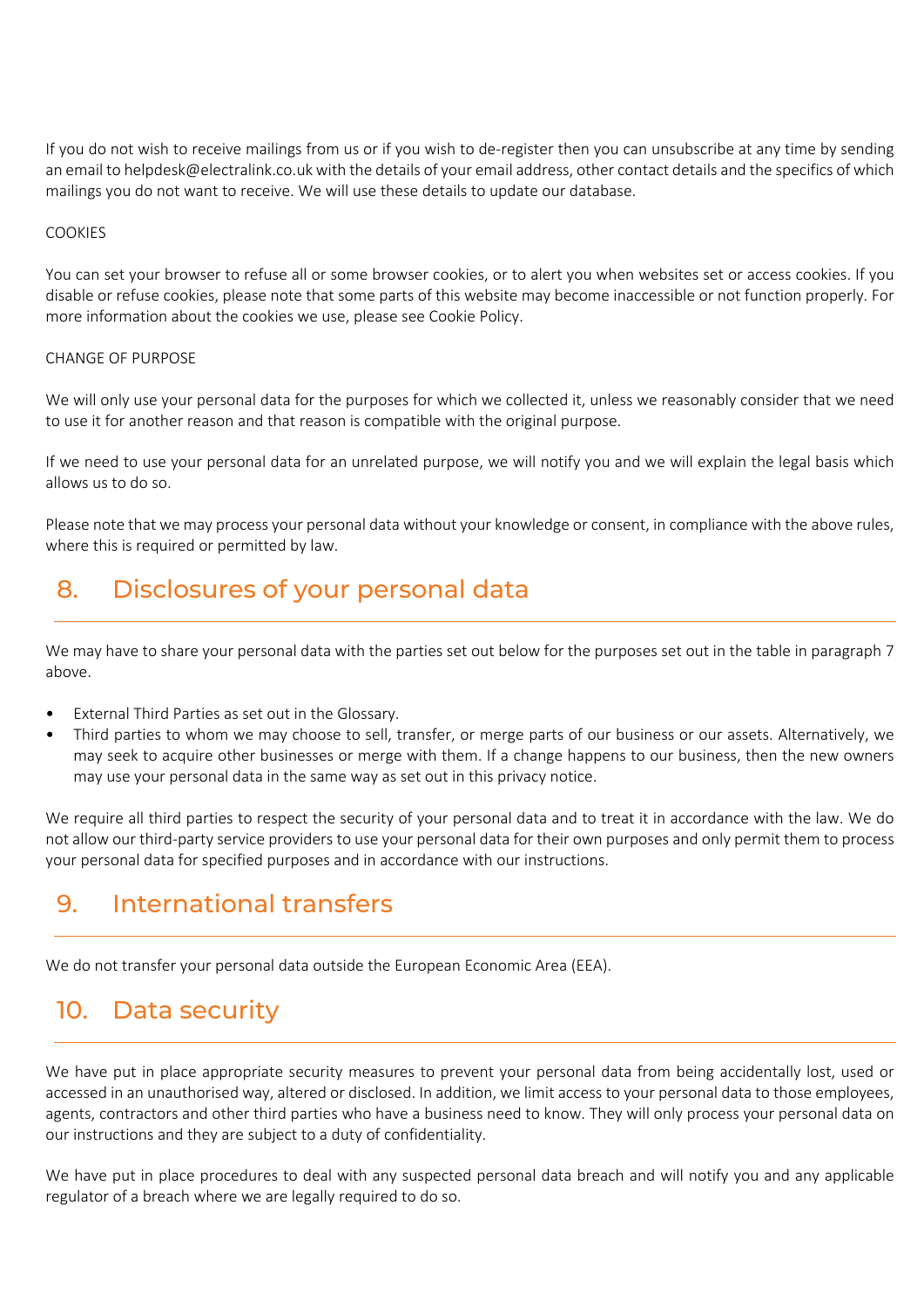If you do not wish to receive mailings from us or if you wish to de-register then you can unsubscribe at any time by sending an email to helpdesk@electralink.co.uk with the details of your email address, other contact details and the specifics of which mailings you do not want to receive. We will use these details to update our database.

COOKIES

You can set your browser to refuse all or some browser cookies, or to alert you when websites set or access cookies. If you disable or refuse cookies, please note that some parts of this website may become inaccessible or not function properly. For more information about the cookies we use, please see Cookie Policy.

CHANGE OF PURPOSE

We will only use your personal data for the purposes for which we collected it, unless we reasonably consider that we need to use it for another reason and that reason is compatible with the original purpose.

If we need to use your personal data for an unrelated purpose, we will notify you and we will explain the legal basis which allows us to do so.

Please note that we may process your personal data without your knowledge or consent, in compliance with the above rules, where this is required or permitted by law.

## 8. Disclosures of your personal data

We may have to share your personal data with the parties set out below for the purposes set out in the table in paragraph 7 above.

- External Third Parties as set out in the Glossary.
- Third parties to whom we may choose to sell, transfer, or merge parts of our business or our assets. Alternatively, we may seek to acquire other businesses or merge with them. If a change happens to our business, then the new owners may use your personal data in the same way as set out in this privacy notice.

We require all third parties to respect the security of your personal data and to treat it in accordance with the law. We do not allow our third-party service providers to use your personal data for their own purposes and only permit them to process your personal data for specified purposes and in accordance with our instructions.

## 9. International transfers

We do not transfer your personal data outside the European Economic Area (EEA).

## 10. Data security

We have put in place appropriate security measures to prevent your personal data from being accidentally lost, used or accessed in an unauthorised way, altered or disclosed. In addition, we limit access to your personal data to those employees, agents, contractors and other third parties who have a business need to know. They will only process your personal data on our instructions and they are subject to a duty of confidentiality.

We have put in place procedures to deal with any suspected personal data breach and will notify you and any applicable regulator of a breach where we are legally required to do so.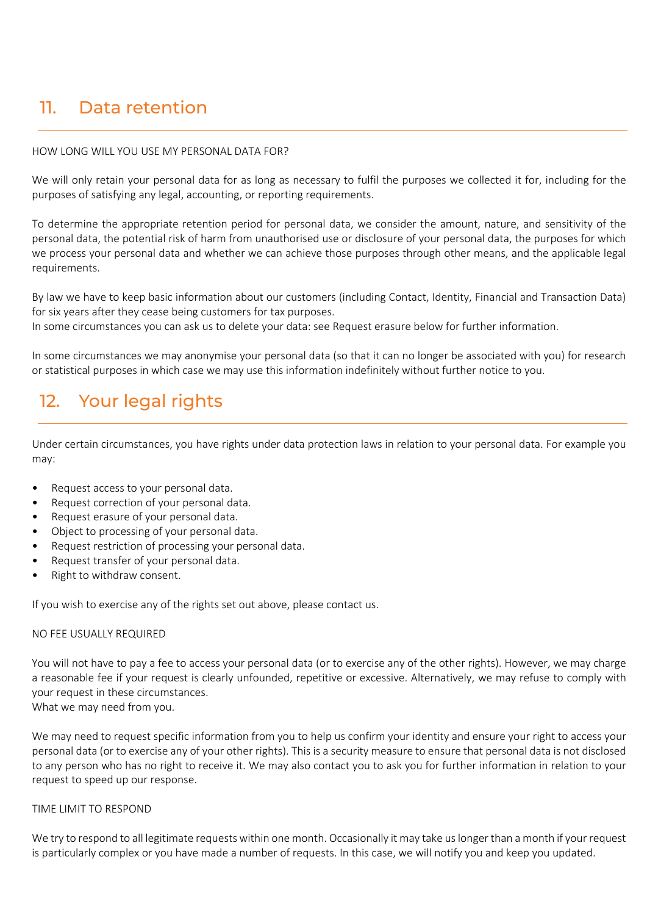## 11. Data retention

HOW LONG WILL YOU USE MY PERSONAL DATA FOR?

We will only retain your personal data for as long as necessary to fulfil the purposes we collected it for, including for the purposes of satisfying any legal, accounting, or reporting requirements.

To determine the appropriate retention period for personal data, we consider the amount, nature, and sensitivity of the personal data, the potential risk of harm from unauthorised use or disclosure of your personal data, the purposes for which we process your personal data and whether we can achieve those purposes through other means, and the applicable legal requirements.

By law we have to keep basic information about our customers (including Contact, Identity, Financial and Transaction Data) for six years after they cease being customers for tax purposes.
In some circumstances you can ask us to delete your data: see Request erasure below for further information.

In some circumstances we may anonymise your personal data (so that it can no longer be associated with you) for research or statistical purposes in which case we may use this information indefinitely without further notice to you.

## 12. Your legal rights

Under certain circumstances, you have rights under data protection laws in relation to your personal data. For example you may:

- Request access to your personal data.
- Request correction of your personal data.
- Request erasure of your personal data.
- Object to processing of your personal data.
- Request restriction of processing your personal data.
- Request transfer of your personal data.
- Right to withdraw consent.

If you wish to exercise any of the rights set out above, please contact us.

NO FEE USUALLY REQUIRED

You will not have to pay a fee to access your personal data (or to exercise any of the other rights). However, we may charge a reasonable fee if your request is clearly unfounded, repetitive or excessive. Alternatively, we may refuse to comply with your request in these circumstances.
What we may need from you.

We may need to request specific information from you to help us confirm your identity and ensure your right to access your personal data (or to exercise any of your other rights). This is a security measure to ensure that personal data is not disclosed to any person who has no right to receive it. We may also contact you to ask you for further information in relation to your request to speed up our response.

TIME LIMIT TO RESPOND

We try to respond to all legitimate requests within one month. Occasionally it may take us longer than a month if your request is particularly complex or you have made a number of requests. In this case, we will notify you and keep you updated.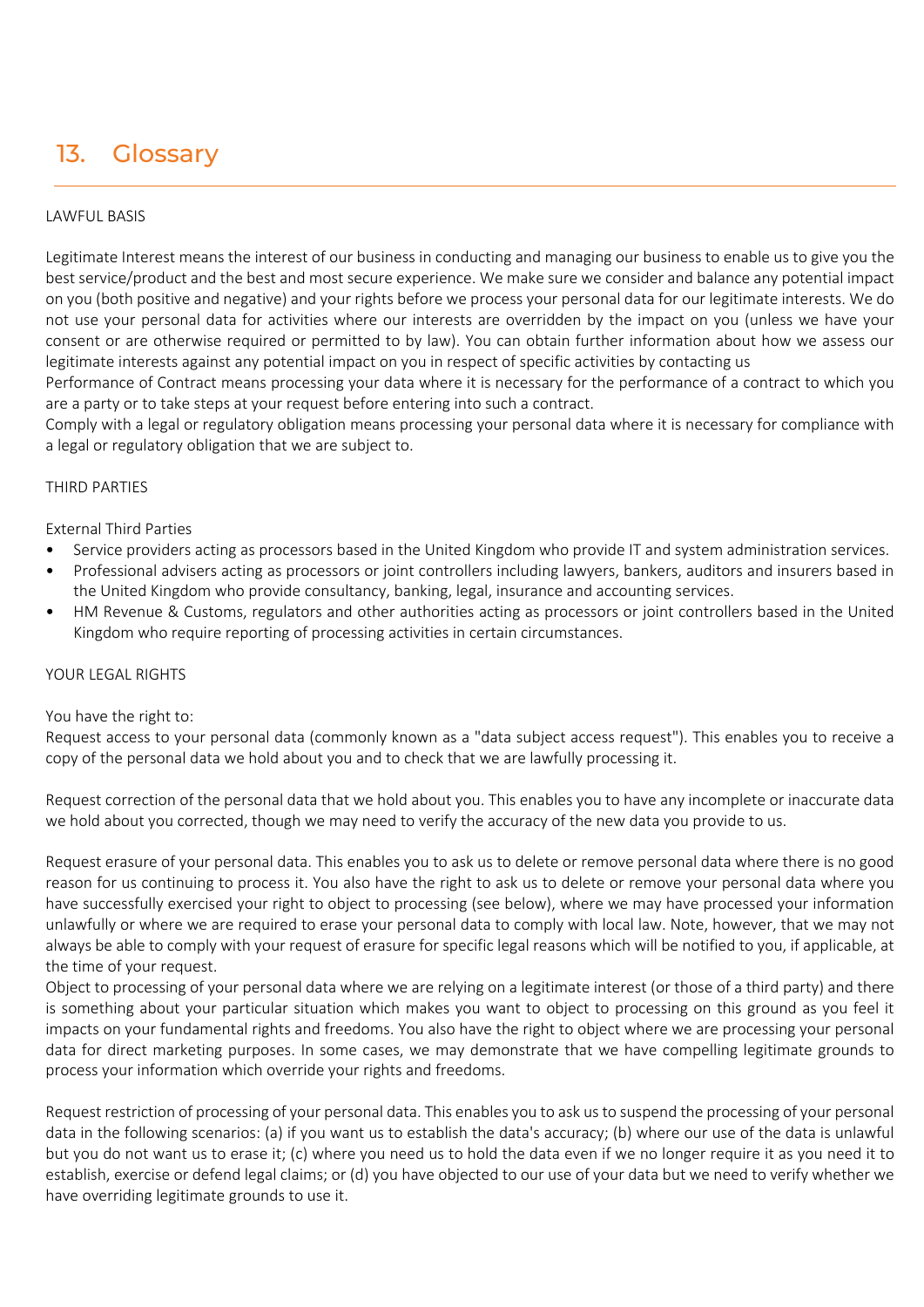## 13. Glossary

LAWFUL BASIS

Legitimate Interest means the interest of our business in conducting and managing our business to enable us to give you the best service/product and the best and most secure experience. We make sure we consider and balance any potential impact on you (both positive and negative) and your rights before we process your personal data for our legitimate interests. We do not use your personal data for activities where our interests are overridden by the impact on you (unless we have your consent or are otherwise required or permitted to by law). You can obtain further information about how we assess our legitimate interests against any potential impact on you in respect of specific activities by contacting us

Performance of Contract means processing your data where it is necessary for the performance of a contract to which you are a party or to take steps at your request before entering into such a contract.

Comply with a legal or regulatory obligation means processing your personal data where it is necessary for compliance with a legal or regulatory obligation that we are subject to.

THIRD PARTIES

External Third Parties

- Service providers acting as processors based in the United Kingdom who provide IT and system administration services.
- Professional advisers acting as processors or joint controllers including lawyers, bankers, auditors and insurers based in the United Kingdom who provide consultancy, banking, legal, insurance and accounting services.
- HM Revenue & Customs, regulators and other authorities acting as processors or joint controllers based in the United Kingdom who require reporting of processing activities in certain circumstances.

YOUR LEGAL RIGHTS

You have the right to:

Request access to your personal data (commonly known as a "data subject access request"). This enables you to receive a copy of the personal data we hold about you and to check that we are lawfully processing it.

Request correction of the personal data that we hold about you. This enables you to have any incomplete or inaccurate data we hold about you corrected, though we may need to verify the accuracy of the new data you provide to us.

Request erasure of your personal data. This enables you to ask us to delete or remove personal data where there is no good reason for us continuing to process it. You also have the right to ask us to delete or remove your personal data where you have successfully exercised your right to object to processing (see below), where we may have processed your information unlawfully or where we are required to erase your personal data to comply with local law. Note, however, that we may not always be able to comply with your request of erasure for specific legal reasons which will be notified to you, if applicable, at the time of your request.

Object to processing of your personal data where we are relying on a legitimate interest (or those of a third party) and there is something about your particular situation which makes you want to object to processing on this ground as you feel it impacts on your fundamental rights and freedoms. You also have the right to object where we are processing your personal data for direct marketing purposes. In some cases, we may demonstrate that we have compelling legitimate grounds to process your information which override your rights and freedoms.

Request restriction of processing of your personal data. This enables you to ask us to suspend the processing of your personal data in the following scenarios: (a) if you want us to establish the data's accuracy; (b) where our use of the data is unlawful but you do not want us to erase it; (c) where you need us to hold the data even if we no longer require it as you need it to establish, exercise or defend legal claims; or (d) you have objected to our use of your data but we need to verify whether we have overriding legitimate grounds to use it.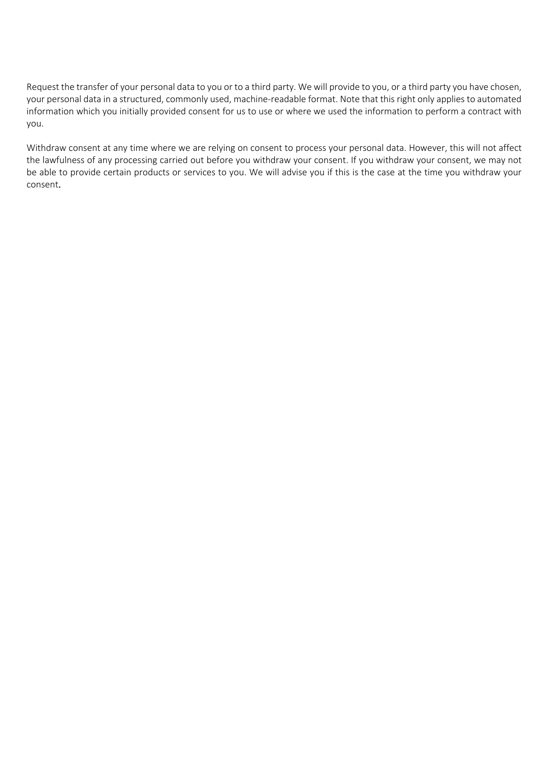Request the transfer of your personal data to you or to a third party. We will provide to you, or a third party you have chosen, your personal data in a structured, commonly used, machine-readable format. Note that this right only applies to automated information which you initially provided consent for us to use or where we used the information to perform a contract with you.

Withdraw consent at any time where we are relying on consent to process your personal data. However, this will not affect the lawfulness of any processing carried out before you withdraw your consent. If you withdraw your consent, we may not be able to provide certain products or services to you. We will advise you if this is the case at the time you withdraw your consent.